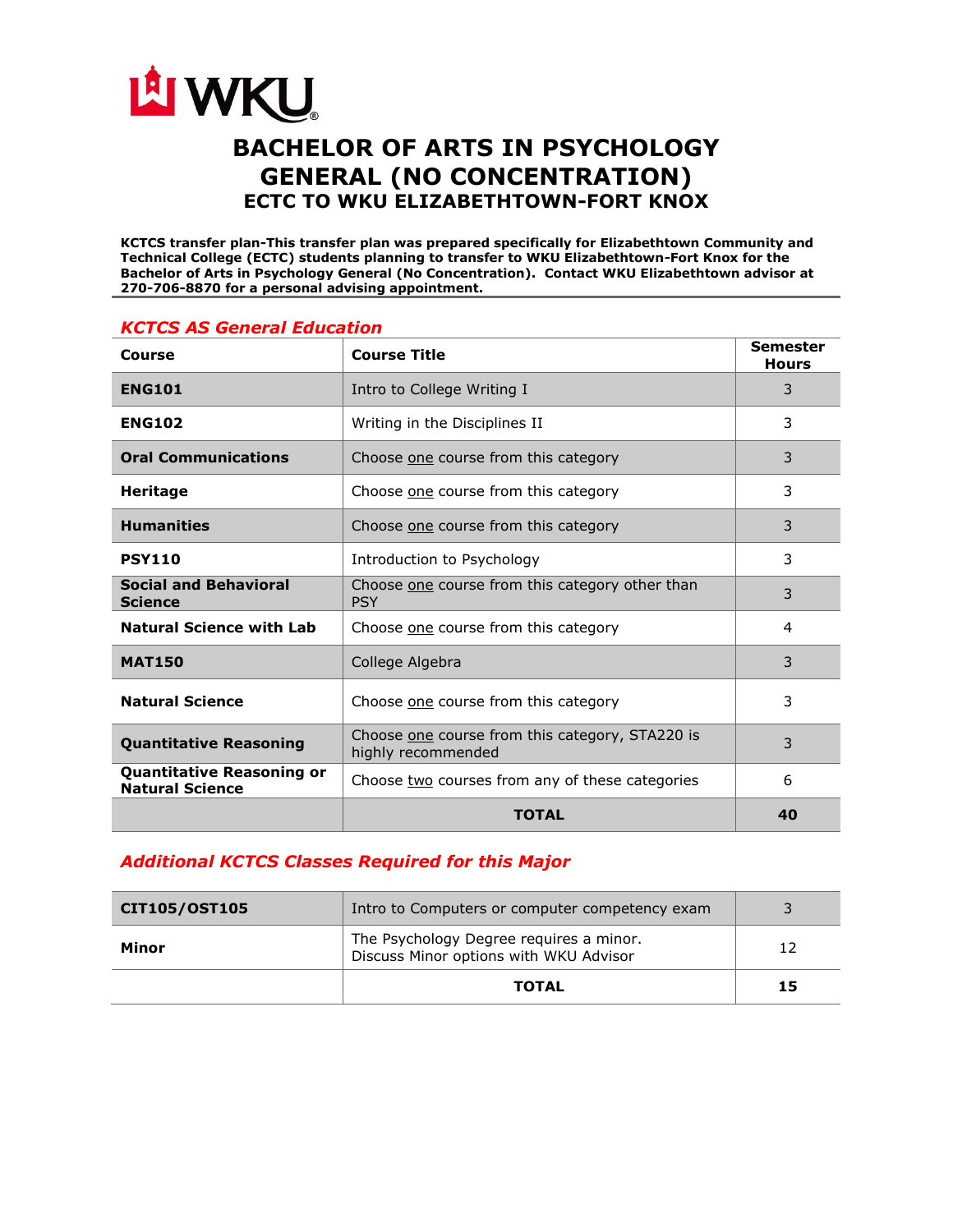# BACHELOR OF ARTS IN PSYCHOLOGY GENERAL (NO CONCENTRATION)

## ECTC TO WKU ELIZABETHTOWN-FORT KNOX

**KCTCS transfer plan-This transfer plan was prepared specifically for Elizabethtown Community and Technical College (ECTC) students planning to transfer to WKU Elizabethtown-Fort Knox for the Bachelor of Arts in Psychology General (No Concentration). Contact WKU Elizabethtown advisor at 270-706-8870 for a personal advising appointment.**

### *KCTCS AS General Education*

| Course | Course Title | Semester Hours |
|---|---|---|
| **ENG101** | Intro to College Writing I | 3 |
| **ENG102** | Writing in the Disciplines II | 3 |
| **Oral Communications** | Choose one course from this category | 3 |
| **Heritage** | Choose one course from this category | 3 |
| **Humanities** | Choose one course from this category | 3 |
| **PSY110** | Introduction to Psychology | 3 |
| **Social and Behavioral Science** | Choose one course from this category other than PSY | 3 |
| **Natural Science with Lab** | Choose one course from this category | 4 |
| **MAT150** | College Algebra | 3 |
| **Natural Science** | Choose one course from this category | 3 |
| **Quantitative Reasoning** | Choose one course from this category, STA220 is highly recommended | 3 |
| **Quantitative Reasoning or Natural Science** | Choose two courses from any of these categories | 6 |
| | **TOTAL** | **40** |

### *Additional KCTCS Classes Required for this Major*

| Course | Course Title | Semester Hours |
|---|---|---|
| **CIT105/OST105** | Intro to Computers or computer competency exam | 3 |
| **Minor** | The Psychology Degree requires a minor. Discuss Minor options with WKU Advisor | 12 |
| | **TOTAL** | **15** |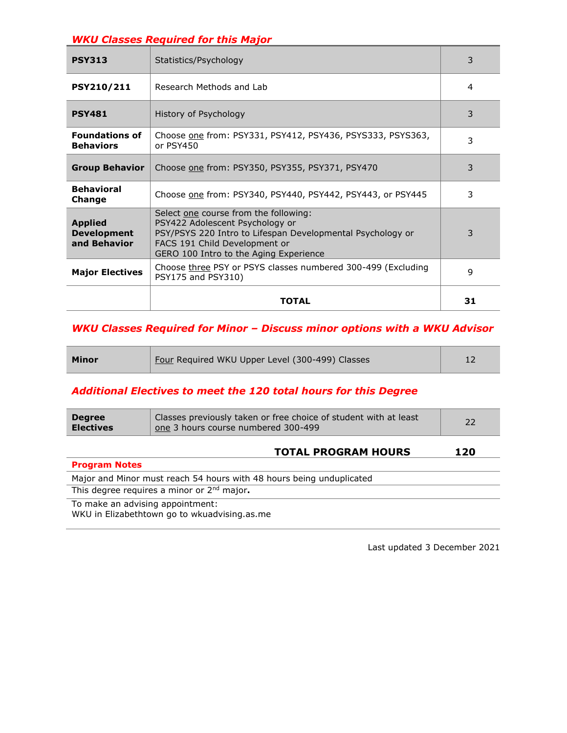## *WKU Classes Required for this Major*

| | | |
|---|---|---|
| **PSY313** | Statistics/Psychology | 3 |
| **PSY210/211** | Research Methods and Lab | 4 |
| **PSY481** | History of Psychology | 3 |
| **Foundations of Behaviors** | Choose one from: PSY331, PSY412, PSY436, PSYS333, PSYS363, or PSY450 | 3 |
| **Group Behavior** | Choose one from: PSY350, PSY355, PSY371, PSY470 | 3 |
| **Behavioral Change** | Choose one from: PSY340, PSY440, PSY442, PSY443, or PSY445 | 3 |
| **Applied Development and Behavior** | Select one course from the following: PSY422 Adolescent Psychology or PSY/PSYS 220 Intro to Lifespan Developmental Psychology or FACS 191 Child Development or GERO 100 Intro to the Aging Experience | 3 |
| **Major Electives** | Choose three PSY or PSYS classes numbered 300-499 (Excluding PSY175 and PSY310) | 9 |
| | **TOTAL** | **31** |

## *WKU Classes Required for Minor – Discuss minor options with a WKU Advisor*

| | | |
|---|---|---|
| **Minor** | Four Required WKU Upper Level (300-499) Classes | 12 |

## *Additional Electives to meet the 120 total hours for this Degree*

| | | |
|---|---|---|
| **Degree Electives** | Classes previously taken or free choice of student with at least one 3 hours course numbered 300-499 | 22 |
| | **TOTAL PROGRAM HOURS** | **120** |

**Program Notes**

Major and Minor must reach 54 hours with 48 hours being unduplicated

This degree requires a minor or 2nd major.

To make an advising appointment:
WKU in Elizabethtown go to wkuadvising.as.me

Last updated 3 December 2021